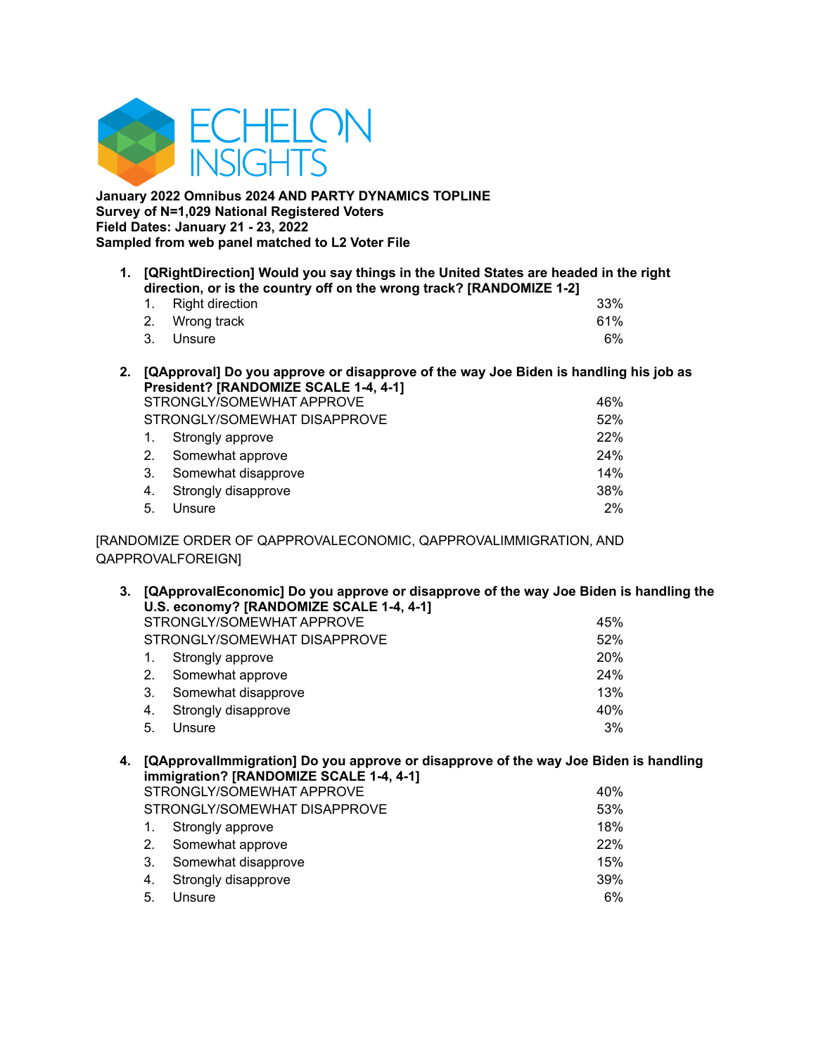ECHELON INSIGHTS

**January 2022 Omnibus 2024 AND PARTY DYNAMICS TOPLINE**
**Survey of N=1,029 National Registered Voters**
**Field Dates: January 21 - 23, 2022**
**Sampled from web panel matched to L2 Voter File**

**1. [QRightDirection] Would you say things in the United States are headed in the right direction, or is the country off on the wrong track? [RANDOMIZE 1-2]**

| | |
|---|---|
| 1. Right direction | 33% |
| 2. Wrong track | 61% |
| 3. Unsure | 6% |

**2. [QApproval] Do you approve or disapprove of the way Joe Biden is handling his job as President? [RANDOMIZE SCALE 1-4, 4-1]**

| | |
|---|---|
| STRONGLY/SOMEWHAT APPROVE | 46% |
| STRONGLY/SOMEWHAT DISAPPROVE | 52% |
| 1. Strongly approve | 22% |
| 2. Somewhat approve | 24% |
| 3. Somewhat disapprove | 14% |
| 4. Strongly disapprove | 38% |
| 5. Unsure | 2% |

[RANDOMIZE ORDER OF QAPPROVALECONOMIC, QAPPROVALIMMIGRATION, AND QAPPROVALFOREIGN]

**3. [QApprovalEconomic] Do you approve or disapprove of the way Joe Biden is handling the U.S. economy? [RANDOMIZE SCALE 1-4, 4-1]**

| | |
|---|---|
| STRONGLY/SOMEWHAT APPROVE | 45% |
| STRONGLY/SOMEWHAT DISAPPROVE | 52% |
| 1. Strongly approve | 20% |
| 2. Somewhat approve | 24% |
| 3. Somewhat disapprove | 13% |
| 4. Strongly disapprove | 40% |
| 5. Unsure | 3% |

**4. [QApprovalImmigration] Do you approve or disapprove of the way Joe Biden is handling immigration? [RANDOMIZE SCALE 1-4, 4-1]**

| | |
|---|---|
| STRONGLY/SOMEWHAT APPROVE | 40% |
| STRONGLY/SOMEWHAT DISAPPROVE | 53% |
| 1. Strongly approve | 18% |
| 2. Somewhat approve | 22% |
| 3. Somewhat disapprove | 15% |
| 4. Strongly disapprove | 39% |
| 5. Unsure | 6% |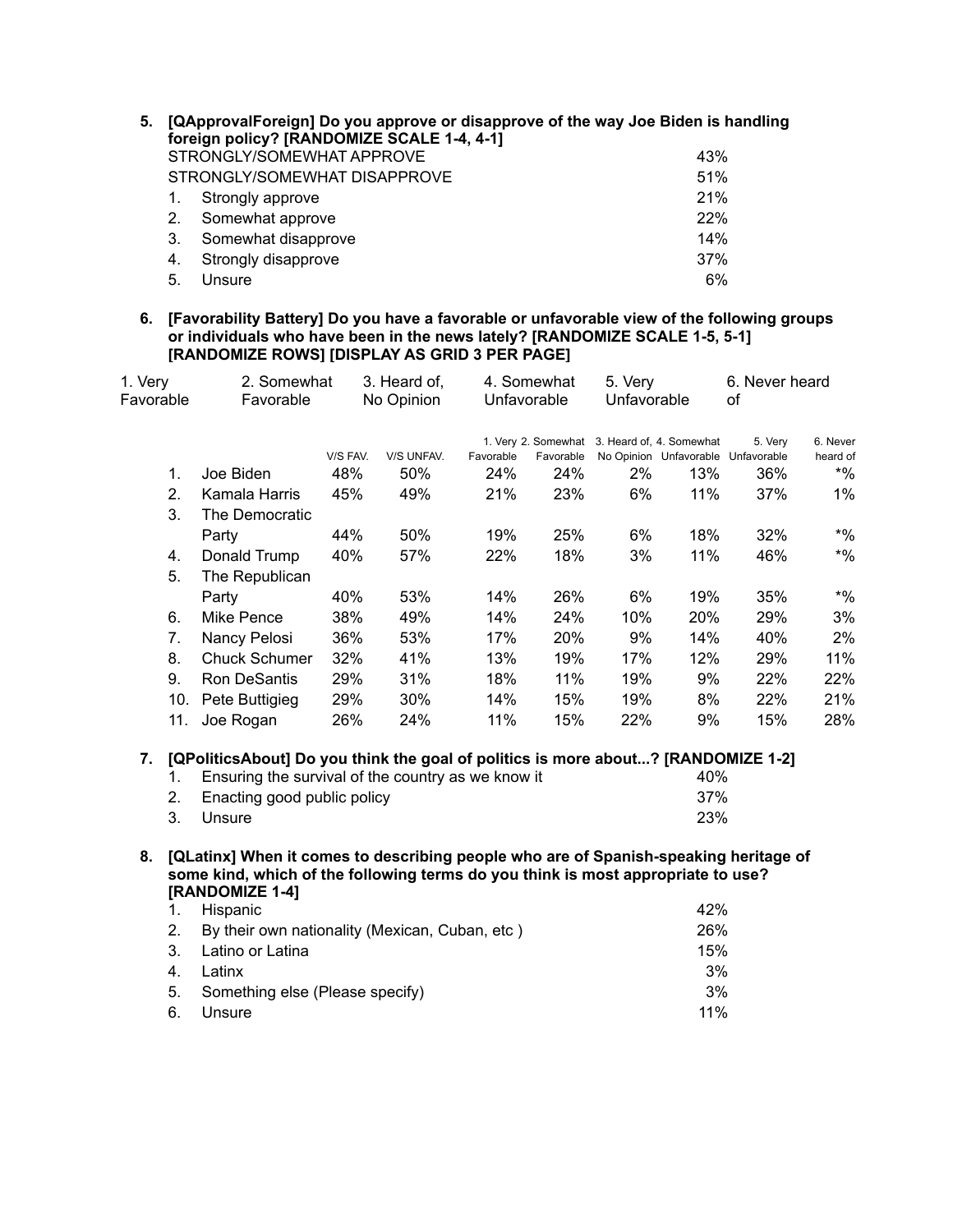**5. [QApprovalForeign] Do you approve or disapprove of the way Joe Biden is handling foreign policy? [RANDOMIZE SCALE 1-4, 4-1]**

| | |
|---|---|
| STRONGLY/SOMEWHAT APPROVE | 43% |
| STRONGLY/SOMEWHAT DISAPPROVE | 51% |
| 1. Strongly approve | 21% |
| 2. Somewhat approve | 22% |
| 3. Somewhat disapprove | 14% |
| 4. Strongly disapprove | 37% |
| 5. Unsure | 6% |

**6. [Favorability Battery] Do you have a favorable or unfavorable view of the following groups or individuals who have been in the news lately? [RANDOMIZE SCALE 1-5, 5-1] [RANDOMIZE ROWS] [DISPLAY AS GRID 3 PER PAGE]**

1. Very Favorable | 2. Somewhat Favorable | 3. Heard of, No Opinion | 4. Somewhat Unfavorable | 5. Very Unfavorable | 6. Never heard of

| | | V/S FAV. | V/S UNFAV. | 1. Very Favorable | 2. Somewhat Favorable | 3. Heard of, No Opinion | 4. Somewhat Unfavorable | 5. Very Unfavorable | 6. Never heard of |
|---|---|---|---|---|---|---|---|---|---|
| 1. | Joe Biden | 48% | 50% | 24% | 24% | 2% | 13% | 36% | *% |
| 2. | Kamala Harris | 45% | 49% | 21% | 23% | 6% | 11% | 37% | 1% |
| 3. | The Democratic Party | 44% | 50% | 19% | 25% | 6% | 18% | 32% | *% |
| 4. | Donald Trump | 40% | 57% | 22% | 18% | 3% | 11% | 46% | *% |
| 5. | The Republican Party | 40% | 53% | 14% | 26% | 6% | 19% | 35% | *% |
| 6. | Mike Pence | 38% | 49% | 14% | 24% | 10% | 20% | 29% | 3% |
| 7. | Nancy Pelosi | 36% | 53% | 17% | 20% | 9% | 14% | 40% | 2% |
| 8. | Chuck Schumer | 32% | 41% | 13% | 19% | 17% | 12% | 29% | 11% |
| 9. | Ron DeSantis | 29% | 31% | 18% | 11% | 19% | 9% | 22% | 22% |
| 10. | Pete Buttigieg | 29% | 30% | 14% | 15% | 19% | 8% | 22% | 21% |
| 11. | Joe Rogan | 26% | 24% | 11% | 15% | 22% | 9% | 15% | 28% |

**7. [QPoliticsAbout] Do you think the goal of politics is more about...? [RANDOMIZE 1-2]**

| | |
|---|---|
| 1. Ensuring the survival of the country as we know it | 40% |
| 2. Enacting good public policy | 37% |
| 3. Unsure | 23% |

**8. [QLatinx] When it comes to describing people who are of Spanish-speaking heritage of some kind, which of the following terms do you think is most appropriate to use? [RANDOMIZE 1-4]**

| | |
|---|---|
| 1. Hispanic | 42% |
| 2. By their own nationality (Mexican, Cuban, etc ) | 26% |
| 3. Latino or Latina | 15% |
| 4. Latinx | 3% |
| 5. Something else (Please specify) | 3% |
| 6. Unsure | 11% |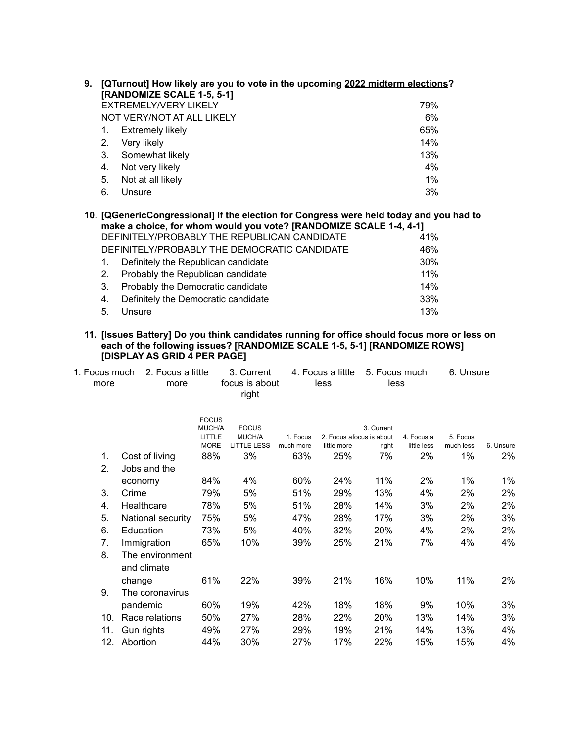**9. [QTurnout] How likely are you to vote in the upcoming <u>2022 midterm elections</u>? [RANDOMIZE SCALE 1-5, 5-1]**

| | |
|---|---|
| EXTREMELY/VERY LIKELY | 79% |
| NOT VERY/NOT AT ALL LIKELY | 6% |
| 1. Extremely likely | 65% |
| 2. Very likely | 14% |
| 3. Somewhat likely | 13% |
| 4. Not very likely | 4% |
| 5. Not at all likely | 1% |
| 6. Unsure | 3% |

**10. [QGenericCongressional] If the election for Congress were held today and you had to make a choice, for whom would you vote? [RANDOMIZE SCALE 1-4, 4-1]**

| | |
|---|---|
| DEFINITELY/PROBABLY THE REPUBLICAN CANDIDATE | 41% |
| DEFINITELY/PROBABLY THE DEMOCRATIC CANDIDATE | 46% |
| 1. Definitely the Republican candidate | 30% |
| 2. Probably the Republican candidate | 11% |
| 3. Probably the Democratic candidate | 14% |
| 4. Definitely the Democratic candidate | 33% |
| 5. Unsure | 13% |

**11. [Issues Battery] Do you think candidates running for office should focus more or less on each of the following issues? [RANDOMIZE SCALE 1-5, 5-1] [RANDOMIZE ROWS] [DISPLAY AS GRID 4 PER PAGE]**

1. Focus much more 2. Focus a little more 3. Current focus is about right 4. Focus a little less 5. Focus much less 6. Unsure

| | FOCUS MUCH/A LITTLE MORE | FOCUS MUCH/A LITTLE LESS | 1. Focus much more | 2. Focus a little more | 3. Current focus is about right | 4. Focus a little less | 5. Focus much less | 6. Unsure |
|---|---|---|---|---|---|---|---|---|
| 1. Cost of living | 88% | 3% | 63% | 25% | 7% | 2% | 1% | 2% |
| 2. Jobs and the economy | 84% | 4% | 60% | 24% | 11% | 2% | 1% | 1% |
| 3. Crime | 79% | 5% | 51% | 29% | 13% | 4% | 2% | 2% |
| 4. Healthcare | 78% | 5% | 51% | 28% | 14% | 3% | 2% | 2% |
| 5. National security | 75% | 5% | 47% | 28% | 17% | 3% | 2% | 3% |
| 6. Education | 73% | 5% | 40% | 32% | 20% | 4% | 2% | 2% |
| 7. Immigration | 65% | 10% | 39% | 25% | 21% | 7% | 4% | 4% |
| 8. The environment and climate change | 61% | 22% | 39% | 21% | 16% | 10% | 11% | 2% |
| 9. The coronavirus pandemic | 60% | 19% | 42% | 18% | 18% | 9% | 10% | 3% |
| 10. Race relations | 50% | 27% | 28% | 22% | 20% | 13% | 14% | 3% |
| 11. Gun rights | 49% | 27% | 29% | 19% | 21% | 14% | 13% | 4% |
| 12. Abortion | 44% | 30% | 27% | 17% | 22% | 15% | 15% | 4% |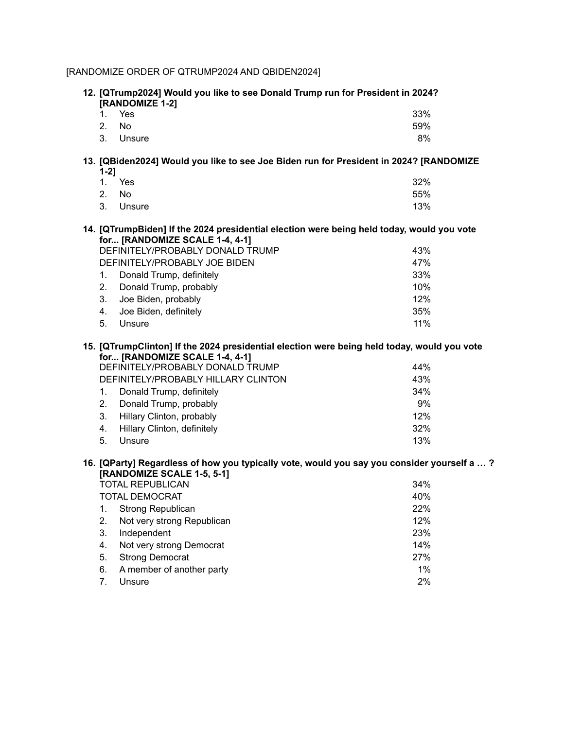[RANDOMIZE ORDER OF QTRUMP2024 AND QBIDEN2024]

**12. [QTrump2024] Would you like to see Donald Trump run for President in 2024? [RANDOMIZE 1-2]**

| | |
|---|---|
| 1. Yes | 33% |
| 2. No | 59% |
| 3. Unsure | 8% |

**13. [QBiden2024] Would you like to see Joe Biden run for President in 2024? [RANDOMIZE 1-2]**

| | |
|---|---|
| 1. Yes | 32% |
| 2. No | 55% |
| 3. Unsure | 13% |

**14. [QTrumpBiden] If the 2024 presidential election were being held today, would you vote for... [RANDOMIZE SCALE 1-4, 4-1]**

| | |
|---|---|
| DEFINITELY/PROBABLY DONALD TRUMP | 43% |
| DEFINITELY/PROBABLY JOE BIDEN | 47% |
| 1. Donald Trump, definitely | 33% |
| 2. Donald Trump, probably | 10% |
| 3. Joe Biden, probably | 12% |
| 4. Joe Biden, definitely | 35% |
| 5. Unsure | 11% |

**15. [QTrumpClinton] If the 2024 presidential election were being held today, would you vote for... [RANDOMIZE SCALE 1-4, 4-1]**

| | |
|---|---|
| DEFINITELY/PROBABLY DONALD TRUMP | 44% |
| DEFINITELY/PROBABLY HILLARY CLINTON | 43% |
| 1. Donald Trump, definitely | 34% |
| 2. Donald Trump, probably | 9% |
| 3. Hillary Clinton, probably | 12% |
| 4. Hillary Clinton, definitely | 32% |
| 5. Unsure | 13% |

**16. [QParty] Regardless of how you typically vote, would you say you consider yourself a … ? [RANDOMIZE SCALE 1-5, 5-1]**

| | |
|---|---|
| TOTAL REPUBLICAN | 34% |
| TOTAL DEMOCRAT | 40% |
| 1. Strong Republican | 22% |
| 2. Not very strong Republican | 12% |
| 3. Independent | 23% |
| 4. Not very strong Democrat | 14% |
| 5. Strong Democrat | 27% |
| 6. A member of another party | 1% |
| 7. Unsure | 2% |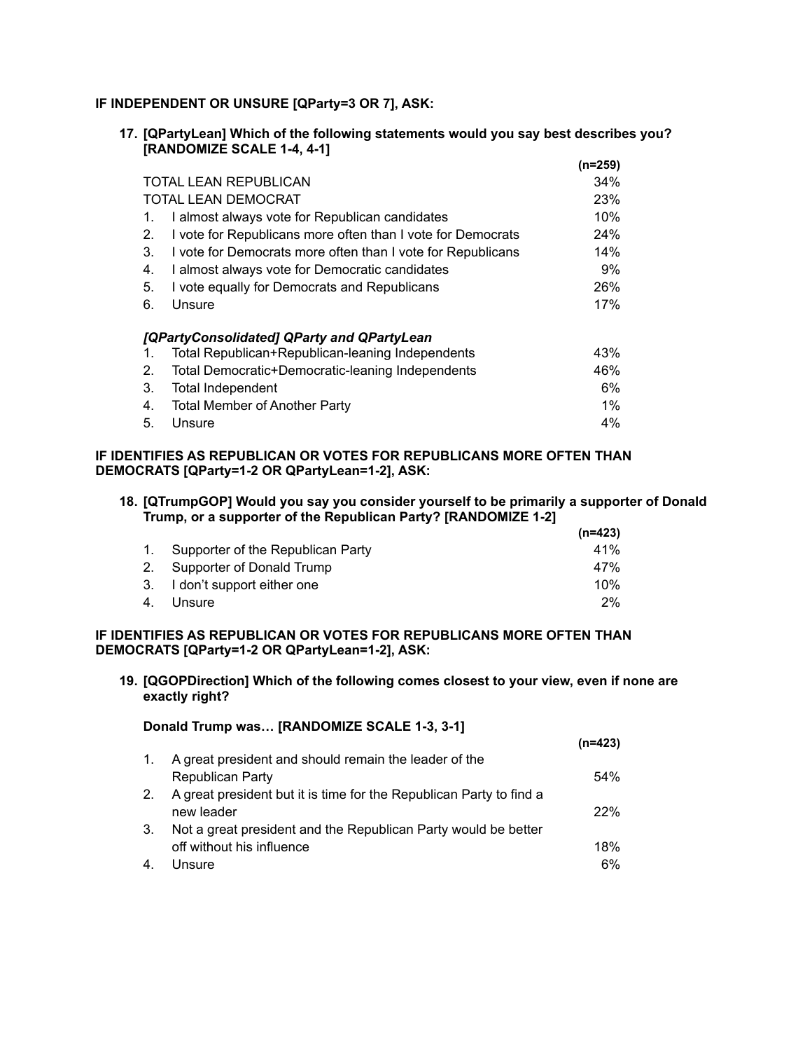**IF INDEPENDENT OR UNSURE [QParty=3 OR 7], ASK:**

**17. [QPartyLean] Which of the following statements would you say best describes you? [RANDOMIZE SCALE 1-4, 4-1]**

| | | (n=259) |
|---|---|---|
| | TOTAL LEAN REPUBLICAN | 34% |
| | TOTAL LEAN DEMOCRAT | 23% |
| 1. | I almost always vote for Republican candidates | 10% |
| 2. | I vote for Republicans more often than I vote for Democrats | 24% |
| 3. | I vote for Democrats more often than I vote for Republicans | 14% |
| 4. | I almost always vote for Democratic candidates | 9% |
| 5. | I vote equally for Democrats and Republicans | 26% |
| 6. | Unsure | 17% |

*[QPartyConsolidated] QParty and QPartyLean*

| | | |
|---|---|---|
| 1. | Total Republican+Republican-leaning Independents | 43% |
| 2. | Total Democratic+Democratic-leaning Independents | 46% |
| 3. | Total Independent | 6% |
| 4. | Total Member of Another Party | 1% |
| 5. | Unsure | 4% |

**IF IDENTIFIES AS REPUBLICAN OR VOTES FOR REPUBLICANS MORE OFTEN THAN DEMOCRATS [QParty=1-2 OR QPartyLean=1-2], ASK:**

**18. [QTrumpGOP] Would you say you consider yourself to be primarily a supporter of Donald Trump, or a supporter of the Republican Party? [RANDOMIZE 1-2]**

| | | (n=423) |
|---|---|---|
| 1. | Supporter of the Republican Party | 41% |
| 2. | Supporter of Donald Trump | 47% |
| 3. | I don't support either one | 10% |
| 4. | Unsure | 2% |

**IF IDENTIFIES AS REPUBLICAN OR VOTES FOR REPUBLICANS MORE OFTEN THAN DEMOCRATS [QParty=1-2 OR QPartyLean=1-2], ASK:**

**19. [QGOPDirection] Which of the following comes closest to your view, even if none are exactly right?**

**Donald Trump was… [RANDOMIZE SCALE 1-3, 3-1]**

| | | (n=423) |
|---|---|---|
| 1. | A great president and should remain the leader of the Republican Party | 54% |
| 2. | A great president but it is time for the Republican Party to find a new leader | 22% |
| 3. | Not a great president and the Republican Party would be better off without his influence | 18% |
| 4. | Unsure | 6% |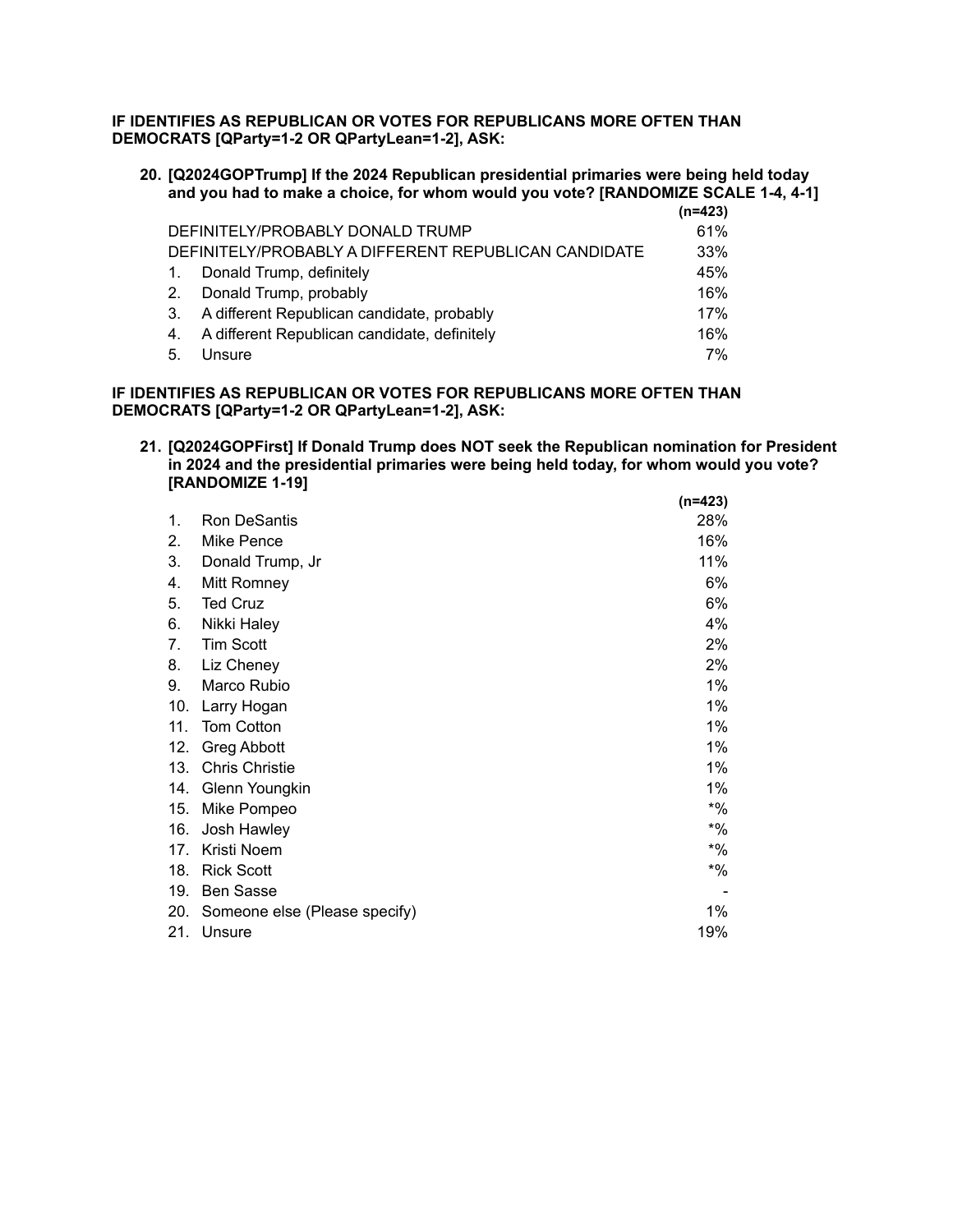**IF IDENTIFIES AS REPUBLICAN OR VOTES FOR REPUBLICANS MORE OFTEN THAN DEMOCRATS [QParty=1-2 OR QPartyLean=1-2], ASK:**

**20. [Q2024GOPTrump] If the 2024 Republican presidential primaries were being held today and you had to make a choice, for whom would you vote? [RANDOMIZE SCALE 1-4, 4-1]**

| | **(n=423)** |
|---|---|
| DEFINITELY/PROBABLY DONALD TRUMP | 61% |
| DEFINITELY/PROBABLY A DIFFERENT REPUBLICAN CANDIDATE | 33% |
| 1. Donald Trump, definitely | 45% |
| 2. Donald Trump, probably | 16% |
| 3. A different Republican candidate, probably | 17% |
| 4. A different Republican candidate, definitely | 16% |
| 5. Unsure | 7% |

**IF IDENTIFIES AS REPUBLICAN OR VOTES FOR REPUBLICANS MORE OFTEN THAN DEMOCRATS [QParty=1-2 OR QPartyLean=1-2], ASK:**

**21. [Q2024GOPFirst] If Donald Trump does NOT seek the Republican nomination for President in 2024 and the presidential primaries were being held today, for whom would you vote? [RANDOMIZE 1-19]**

| | **(n=423)** |
|---|---|
| 1. Ron DeSantis | 28% |
| 2. Mike Pence | 16% |
| 3. Donald Trump, Jr | 11% |
| 4. Mitt Romney | 6% |
| 5. Ted Cruz | 6% |
| 6. Nikki Haley | 4% |
| 7. Tim Scott | 2% |
| 8. Liz Cheney | 2% |
| 9. Marco Rubio | 1% |
| 10. Larry Hogan | 1% |
| 11. Tom Cotton | 1% |
| 12. Greg Abbott | 1% |
| 13. Chris Christie | 1% |
| 14. Glenn Youngkin | 1% |
| 15. Mike Pompeo | *% |
| 16. Josh Hawley | *% |
| 17. Kristi Noem | *% |
| 18. Rick Scott | *% |
| 19. Ben Sasse | - |
| 20. Someone else (Please specify) | 1% |
| 21. Unsure | 19% |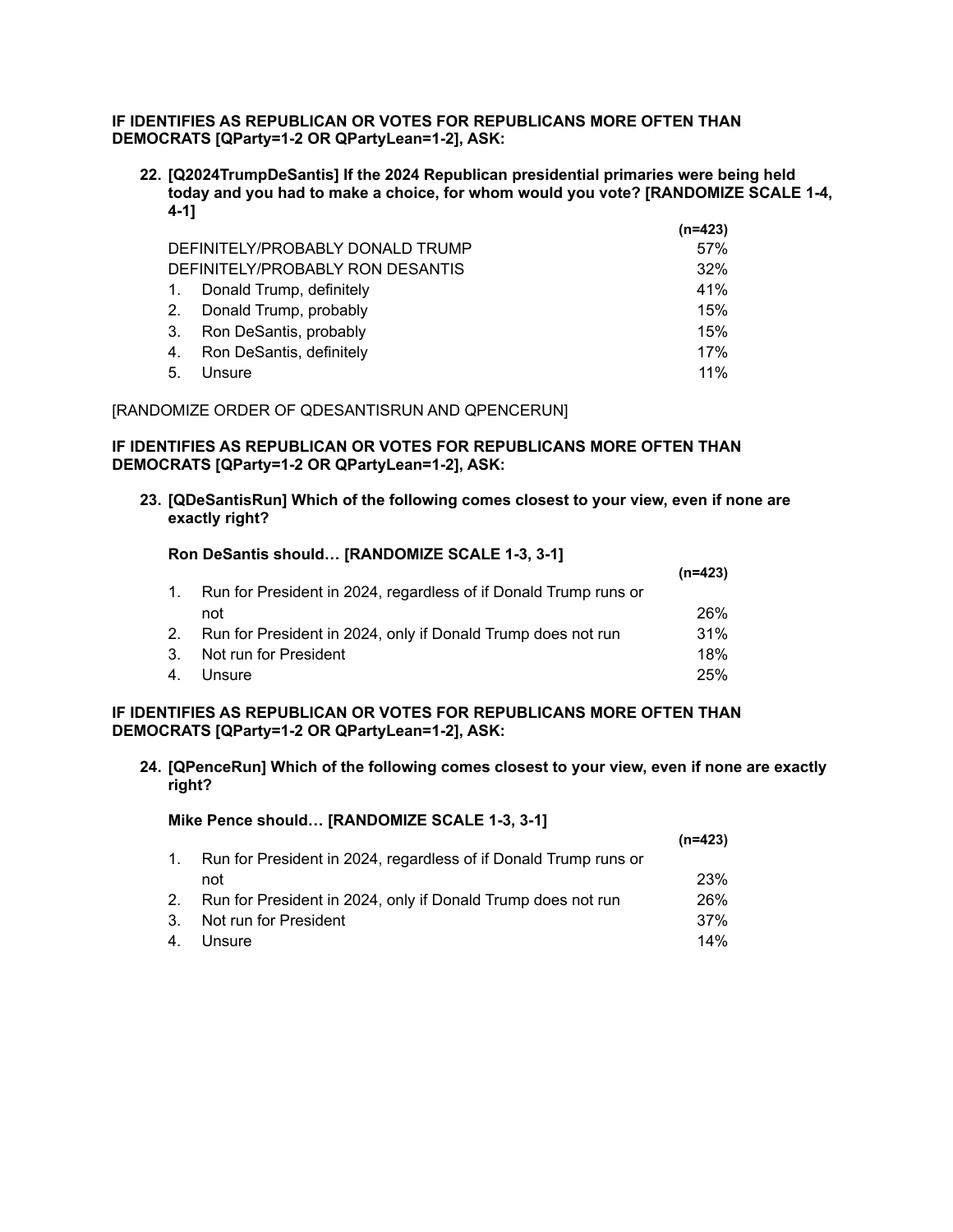**IF IDENTIFIES AS REPUBLICAN OR VOTES FOR REPUBLICANS MORE OFTEN THAN DEMOCRATS [QParty=1-2 OR QPartyLean=1-2], ASK:**

**22. [Q2024TrumpDeSantis] If the 2024 Republican presidential primaries were being held today and you had to make a choice, for whom would you vote? [RANDOMIZE SCALE 1-4, 4-1]**

| | (n=423) |
|---|---|
| DEFINITELY/PROBABLY DONALD TRUMP | 57% |
| DEFINITELY/PROBABLY RON DESANTIS | 32% |
| 1. Donald Trump, definitely | 41% |
| 2. Donald Trump, probably | 15% |
| 3. Ron DeSantis, probably | 15% |
| 4. Ron DeSantis, definitely | 17% |
| 5. Unsure | 11% |

[RANDOMIZE ORDER OF QDESANTISRUN AND QPENCERUN]

**IF IDENTIFIES AS REPUBLICAN OR VOTES FOR REPUBLICANS MORE OFTEN THAN DEMOCRATS [QParty=1-2 OR QPartyLean=1-2], ASK:**

**23. [QDeSantisRun] Which of the following comes closest to your view, even if none are exactly right?**

**Ron DeSantis should… [RANDOMIZE SCALE 1-3, 3-1]**

| | (n=423) |
|---|---|
| 1. Run for President in 2024, regardless of if Donald Trump runs or not | 26% |
| 2. Run for President in 2024, only if Donald Trump does not run | 31% |
| 3. Not run for President | 18% |
| 4. Unsure | 25% |

**IF IDENTIFIES AS REPUBLICAN OR VOTES FOR REPUBLICANS MORE OFTEN THAN DEMOCRATS [QParty=1-2 OR QPartyLean=1-2], ASK:**

**24. [QPenceRun] Which of the following comes closest to your view, even if none are exactly right?**

**Mike Pence should… [RANDOMIZE SCALE 1-3, 3-1]**

| | (n=423) |
|---|---|
| 1. Run for President in 2024, regardless of if Donald Trump runs or not | 23% |
| 2. Run for President in 2024, only if Donald Trump does not run | 26% |
| 3. Not run for President | 37% |
| 4. Unsure | 14% |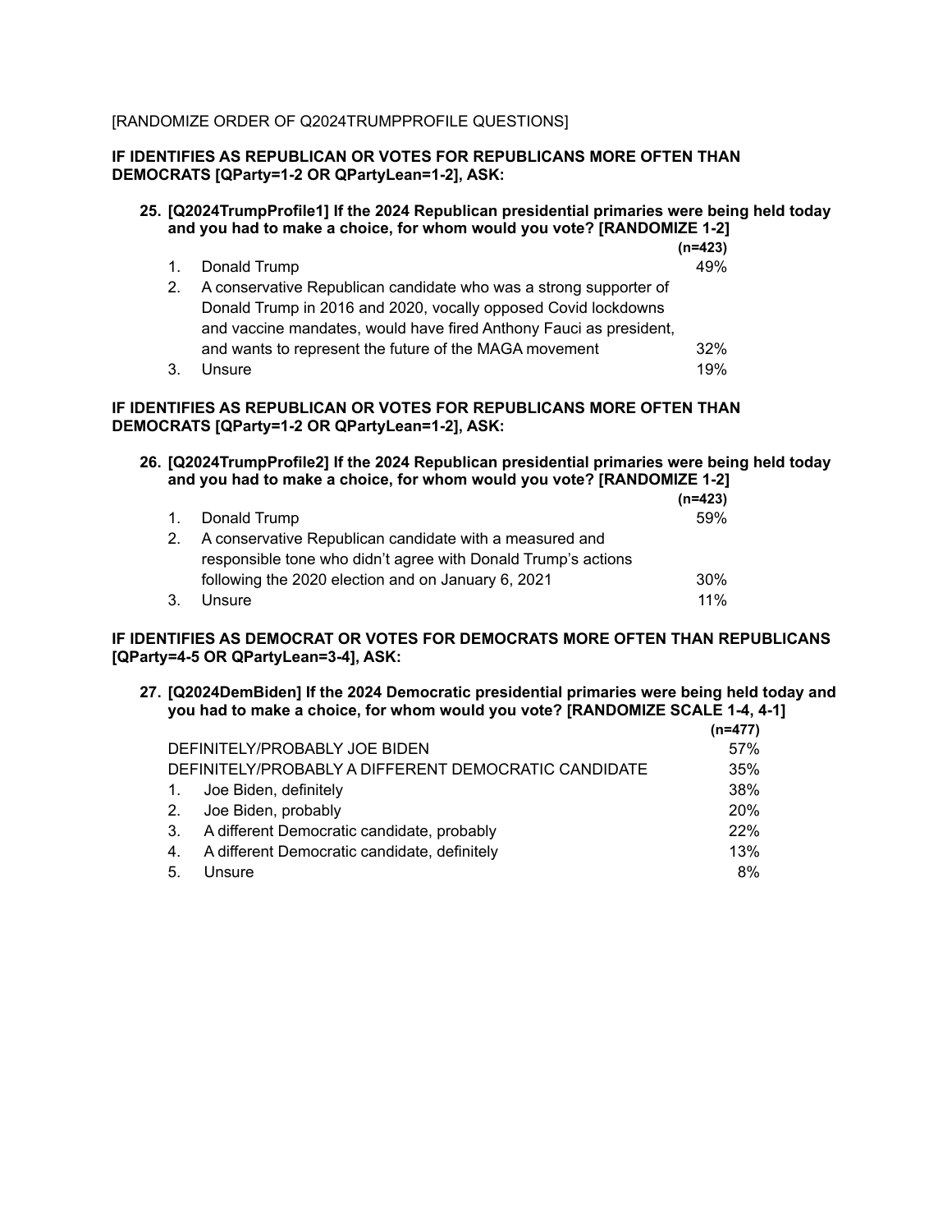[RANDOMIZE ORDER OF Q2024TRUMPPROFILE QUESTIONS]

**IF IDENTIFIES AS REPUBLICAN OR VOTES FOR REPUBLICANS MORE OFTEN THAN DEMOCRATS [QParty=1-2 OR QPartyLean=1-2], ASK:**

**25. [Q2024TrumpProfile1] If the 2024 Republican presidential primaries were being held today and you had to make a choice, for whom would you vote? [RANDOMIZE 1-2]**

| | | **(n=423)** |
|---|---|---|
| 1. | Donald Trump | 49% |
| 2. | A conservative Republican candidate who was a strong supporter of Donald Trump in 2016 and 2020, vocally opposed Covid lockdowns and vaccine mandates, would have fired Anthony Fauci as president, and wants to represent the future of the MAGA movement | 32% |
| 3. | Unsure | 19% |

**IF IDENTIFIES AS REPUBLICAN OR VOTES FOR REPUBLICANS MORE OFTEN THAN DEMOCRATS [QParty=1-2 OR QPartyLean=1-2], ASK:**

**26. [Q2024TrumpProfile2] If the 2024 Republican presidential primaries were being held today and you had to make a choice, for whom would you vote? [RANDOMIZE 1-2]**

| | | **(n=423)** |
|---|---|---|
| 1. | Donald Trump | 59% |
| 2. | A conservative Republican candidate with a measured and responsible tone who didn't agree with Donald Trump's actions following the 2020 election and on January 6, 2021 | 30% |
| 3. | Unsure | 11% |

**IF IDENTIFIES AS DEMOCRAT OR VOTES FOR DEMOCRATS MORE OFTEN THAN REPUBLICANS [QParty=4-5 OR QPartyLean=3-4], ASK:**

**27. [Q2024DemBiden] If the 2024 Democratic presidential primaries were being held today and you had to make a choice, for whom would you vote? [RANDOMIZE SCALE 1-4, 4-1]**

| | | **(n=477)** |
|---|---|---|
| | DEFINITELY/PROBABLY JOE BIDEN | 57% |
| | DEFINITELY/PROBABLY A DIFFERENT DEMOCRATIC CANDIDATE | 35% |
| 1. | Joe Biden, definitely | 38% |
| 2. | Joe Biden, probably | 20% |
| 3. | A different Democratic candidate, probably | 22% |
| 4. | A different Democratic candidate, definitely | 13% |
| 5. | Unsure | 8% |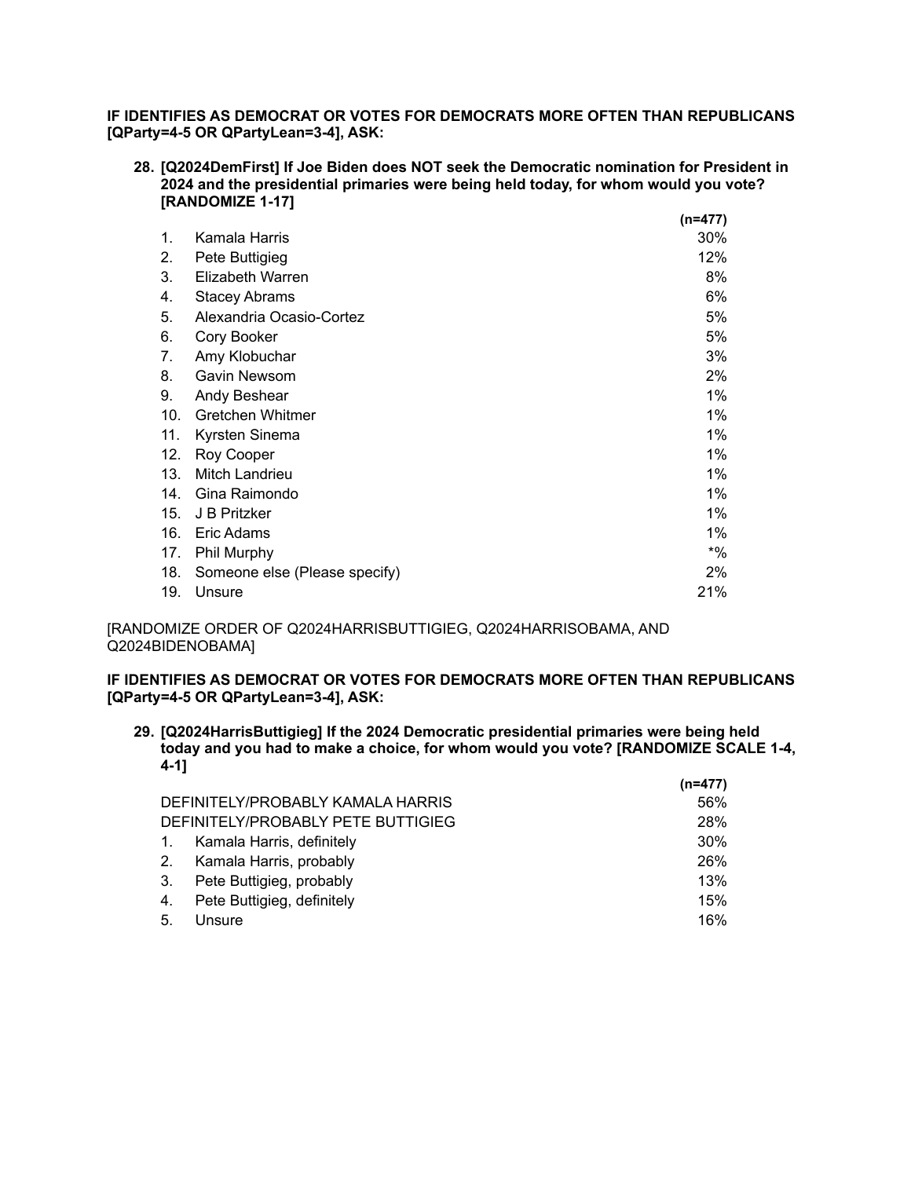**IF IDENTIFIES AS DEMOCRAT OR VOTES FOR DEMOCRATS MORE OFTEN THAN REPUBLICANS [QParty=4-5 OR QPartyLean=3-4], ASK:**

**28. [Q2024DemFirst] If Joe Biden does NOT seek the Democratic nomination for President in 2024 and the presidential primaries were being held today, for whom would you vote? [RANDOMIZE 1-17]**

| | | (n=477) |
|---|---|---|
| 1. | Kamala Harris | 30% |
| 2. | Pete Buttigieg | 12% |
| 3. | Elizabeth Warren | 8% |
| 4. | Stacey Abrams | 6% |
| 5. | Alexandria Ocasio-Cortez | 5% |
| 6. | Cory Booker | 5% |
| 7. | Amy Klobuchar | 3% |
| 8. | Gavin Newsom | 2% |
| 9. | Andy Beshear | 1% |
| 10. | Gretchen Whitmer | 1% |
| 11. | Kyrsten Sinema | 1% |
| 12. | Roy Cooper | 1% |
| 13. | Mitch Landrieu | 1% |
| 14. | Gina Raimondo | 1% |
| 15. | J B Pritzker | 1% |
| 16. | Eric Adams | 1% |
| 17. | Phil Murphy | *% |
| 18. | Someone else (Please specify) | 2% |
| 19. | Unsure | 21% |

[RANDOMIZE ORDER OF Q2024HARRISBUTTIGIEG, Q2024HARRISOBAMA, AND Q2024BIDENOBAMA]

**IF IDENTIFIES AS DEMOCRAT OR VOTES FOR DEMOCRATS MORE OFTEN THAN REPUBLICANS [QParty=4-5 OR QPartyLean=3-4], ASK:**

**29. [Q2024HarrisButtigieg] If the 2024 Democratic presidential primaries were being held today and you had to make a choice, for whom would you vote? [RANDOMIZE SCALE 1-4, 4-1]**

| | | (n=477) |
|---|---|---|
| DEFINITELY/PROBABLY KAMALA HARRIS | | 56% |
| DEFINITELY/PROBABLY PETE BUTTIGIEG | | 28% |
| 1. | Kamala Harris, definitely | 30% |
| 2. | Kamala Harris, probably | 26% |
| 3. | Pete Buttigieg, probably | 13% |
| 4. | Pete Buttigieg, definitely | 15% |
| 5. | Unsure | 16% |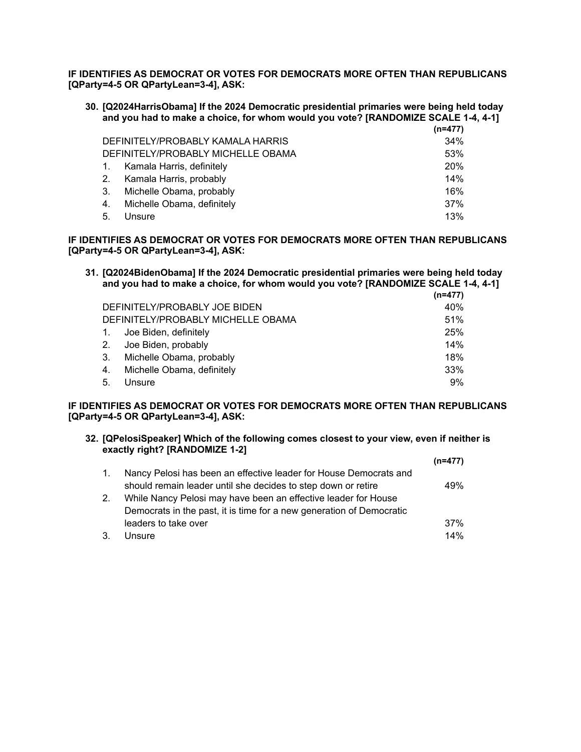**IF IDENTIFIES AS DEMOCRAT OR VOTES FOR DEMOCRATS MORE OFTEN THAN REPUBLICANS [QParty=4-5 OR QPartyLean=3-4], ASK:**

**30. [Q2024HarrisObama] If the 2024 Democratic presidential primaries were being held today and you had to make a choice, for whom would you vote? [RANDOMIZE SCALE 1-4, 4-1]**

| | (n=477) |
|---|---|
| DEFINITELY/PROBABLY KAMALA HARRIS | 34% |
| DEFINITELY/PROBABLY MICHELLE OBAMA | 53% |
| 1. Kamala Harris, definitely | 20% |
| 2. Kamala Harris, probably | 14% |
| 3. Michelle Obama, probably | 16% |
| 4. Michelle Obama, definitely | 37% |
| 5. Unsure | 13% |

**IF IDENTIFIES AS DEMOCRAT OR VOTES FOR DEMOCRATS MORE OFTEN THAN REPUBLICANS [QParty=4-5 OR QPartyLean=3-4], ASK:**

**31. [Q2024BidenObama] If the 2024 Democratic presidential primaries were being held today and you had to make a choice, for whom would you vote? [RANDOMIZE SCALE 1-4, 4-1]**

| | (n=477) |
|---|---|
| DEFINITELY/PROBABLY JOE BIDEN | 40% |
| DEFINITELY/PROBABLY MICHELLE OBAMA | 51% |
| 1. Joe Biden, definitely | 25% |
| 2. Joe Biden, probably | 14% |
| 3. Michelle Obama, probably | 18% |
| 4. Michelle Obama, definitely | 33% |
| 5. Unsure | 9% |

**IF IDENTIFIES AS DEMOCRAT OR VOTES FOR DEMOCRATS MORE OFTEN THAN REPUBLICANS [QParty=4-5 OR QPartyLean=3-4], ASK:**

**32. [QPelosiSpeaker] Which of the following comes closest to your view, even if neither is exactly right? [RANDOMIZE 1-2]**

| | (n=477) |
|---|---|
| 1. Nancy Pelosi has been an effective leader for House Democrats and should remain leader until she decides to step down or retire | 49% |
| 2. While Nancy Pelosi may have been an effective leader for House Democrats in the past, it is time for a new generation of Democratic leaders to take over | 37% |
| 3. Unsure | 14% |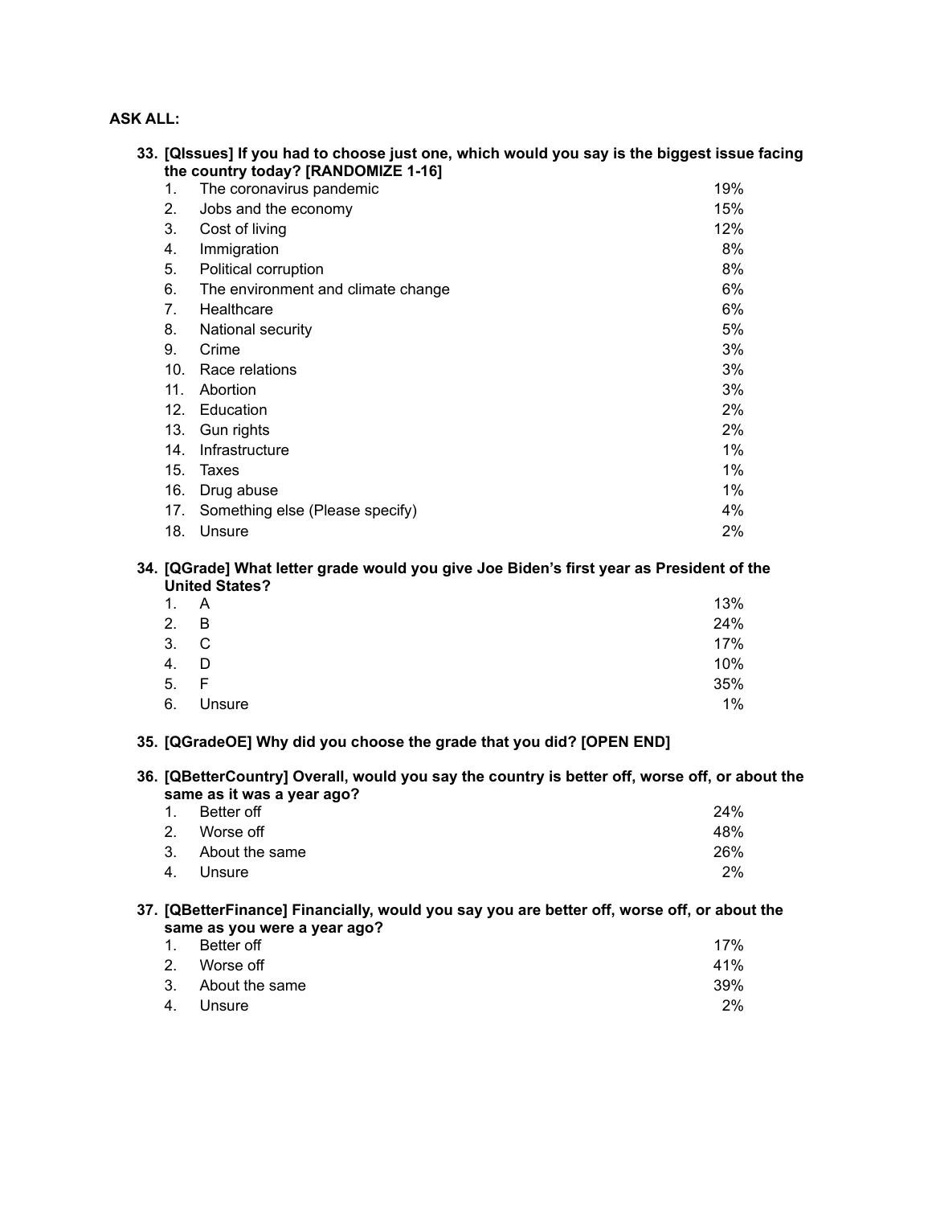**ASK ALL:**

**33. [QIssues] If you had to choose just one, which would you say is the biggest issue facing the country today? [RANDOMIZE 1-16]**

| | | |
|---|---|---|
| 1. | The coronavirus pandemic | 19% |
| 2. | Jobs and the economy | 15% |
| 3. | Cost of living | 12% |
| 4. | Immigration | 8% |
| 5. | Political corruption | 8% |
| 6. | The environment and climate change | 6% |
| 7. | Healthcare | 6% |
| 8. | National security | 5% |
| 9. | Crime | 3% |
| 10. | Race relations | 3% |
| 11. | Abortion | 3% |
| 12. | Education | 2% |
| 13. | Gun rights | 2% |
| 14. | Infrastructure | 1% |
| 15. | Taxes | 1% |
| 16. | Drug abuse | 1% |
| 17. | Something else (Please specify) | 4% |
| 18. | Unsure | 2% |

**34. [QGrade] What letter grade would you give Joe Biden's first year as President of the United States?**

| | | |
|---|---|---|
| 1. | A | 13% |
| 2. | B | 24% |
| 3. | C | 17% |
| 4. | D | 10% |
| 5. | F | 35% |
| 6. | Unsure | 1% |

**35. [QGradeOE] Why did you choose the grade that you did? [OPEN END]**

**36. [QBetterCountry] Overall, would you say the country is better off, worse off, or about the same as it was a year ago?**

| | | |
|---|---|---|
| 1. | Better off | 24% |
| 2. | Worse off | 48% |
| 3. | About the same | 26% |
| 4. | Unsure | 2% |

**37. [QBetterFinance] Financially, would you say you are better off, worse off, or about the same as you were a year ago?**

| | | |
|---|---|---|
| 1. | Better off | 17% |
| 2. | Worse off | 41% |
| 3. | About the same | 39% |
| 4. | Unsure | 2% |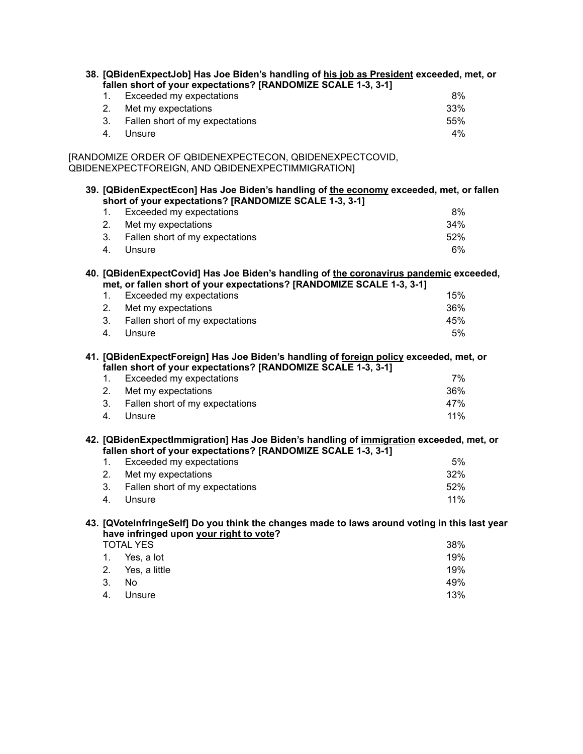**38. [QBidenExpectJob] Has Joe Biden's handling of <u>his job as President</u> exceeded, met, or fallen short of your expectations? [RANDOMIZE SCALE 1-3, 3-1]**

| | | |
|---|---|---|
| 1. | Exceeded my expectations | 8% |
| 2. | Met my expectations | 33% |
| 3. | Fallen short of my expectations | 55% |
| 4. | Unsure | 4% |

[RANDOMIZE ORDER OF QBIDENEXPECTECON, QBIDENEXPECTCOVID, QBIDENEXPECTFOREIGN, AND QBIDENEXPECTIMMIGRATION]

**39. [QBidenExpectEcon] Has Joe Biden's handling of <u>the economy</u> exceeded, met, or fallen short of your expectations? [RANDOMIZE SCALE 1-3, 3-1]**

| | | |
|---|---|---|
| 1. | Exceeded my expectations | 8% |
| 2. | Met my expectations | 34% |
| 3. | Fallen short of my expectations | 52% |
| 4. | Unsure | 6% |

**40. [QBidenExpectCovid] Has Joe Biden's handling of <u>the coronavirus pandemic</u> exceeded, met, or fallen short of your expectations? [RANDOMIZE SCALE 1-3, 3-1]**

| | | |
|---|---|---|
| 1. | Exceeded my expectations | 15% |
| 2. | Met my expectations | 36% |
| 3. | Fallen short of my expectations | 45% |
| 4. | Unsure | 5% |

**41. [QBidenExpectForeign] Has Joe Biden's handling of <u>foreign policy</u> exceeded, met, or fallen short of your expectations? [RANDOMIZE SCALE 1-3, 3-1]**

| | | |
|---|---|---|
| 1. | Exceeded my expectations | 7% |
| 2. | Met my expectations | 36% |
| 3. | Fallen short of my expectations | 47% |
| 4. | Unsure | 11% |

**42. [QBidenExpectImmigration] Has Joe Biden's handling of <u>immigration</u> exceeded, met, or fallen short of your expectations? [RANDOMIZE SCALE 1-3, 3-1]**

| | | |
|---|---|---|
| 1. | Exceeded my expectations | 5% |
| 2. | Met my expectations | 32% |
| 3. | Fallen short of my expectations | 52% |
| 4. | Unsure | 11% |

**43. [QVoteInfringeSelf] Do you think the changes made to laws around voting in this last year have infringed upon <u>your right to vote</u>?**

| | | |
|---|---|---|
| TOTAL YES | | 38% |
| 1. | Yes, a lot | 19% |
| 2. | Yes, a little | 19% |
| 3. | No | 49% |
| 4. | Unsure | 13% |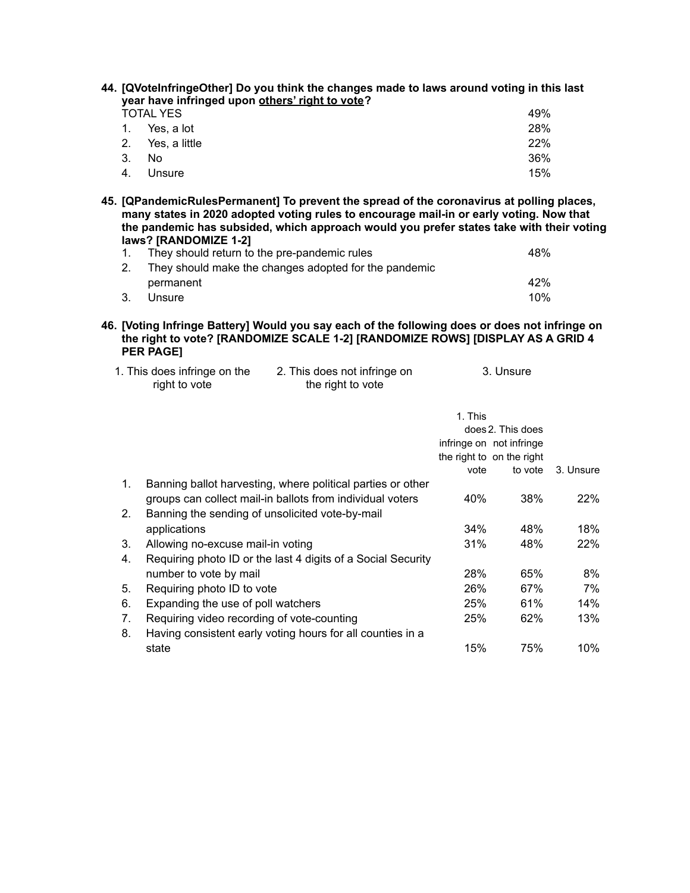**44. [QVoteInfringeOther] Do you think the changes made to laws around voting in this last year have infringed upon <u>others' right to vote</u>?**

| | |
|---|---|
| TOTAL YES | 49% |
| 1. Yes, a lot | 28% |
| 2. Yes, a little | 22% |
| 3. No | 36% |
| 4. Unsure | 15% |

**45. [QPandemicRulesPermanent] To prevent the spread of the coronavirus at polling places, many states in 2020 adopted voting rules to encourage mail-in or early voting. Now that the pandemic has subsided, which approach would you prefer states take with their voting laws? [RANDOMIZE 1-2]**

| | |
|---|---|
| 1. They should return to the pre-pandemic rules | 48% |
| 2. They should make the changes adopted for the pandemic permanent | 42% |
| 3. Unsure | 10% |

**46. [Voting Infringe Battery] Would you say each of the following does or does not infringe on the right to vote? [RANDOMIZE SCALE 1-2] [RANDOMIZE ROWS] [DISPLAY AS A GRID 4 PER PAGE]**

1. This does infringe on the right to vote
2. This does not infringe on the right to vote
3. Unsure

| | | 1. This does infringe on the right to vote | 2. This does not infringe on the right to vote | 3. Unsure |
|---|---|---|---|---|
| 1. | Banning ballot harvesting, where political parties or other groups can collect mail-in ballots from individual voters | 40% | 38% | 22% |
| 2. | Banning the sending of unsolicited vote-by-mail applications | 34% | 48% | 18% |
| 3. | Allowing no-excuse mail-in voting | 31% | 48% | 22% |
| 4. | Requiring photo ID or the last 4 digits of a Social Security number to vote by mail | 28% | 65% | 8% |
| 5. | Requiring photo ID to vote | 26% | 67% | 7% |
| 6. | Expanding the use of poll watchers | 25% | 61% | 14% |
| 7. | Requiring video recording of vote-counting | 25% | 62% | 13% |
| 8. | Having consistent early voting hours for all counties in a state | 15% | 75% | 10% |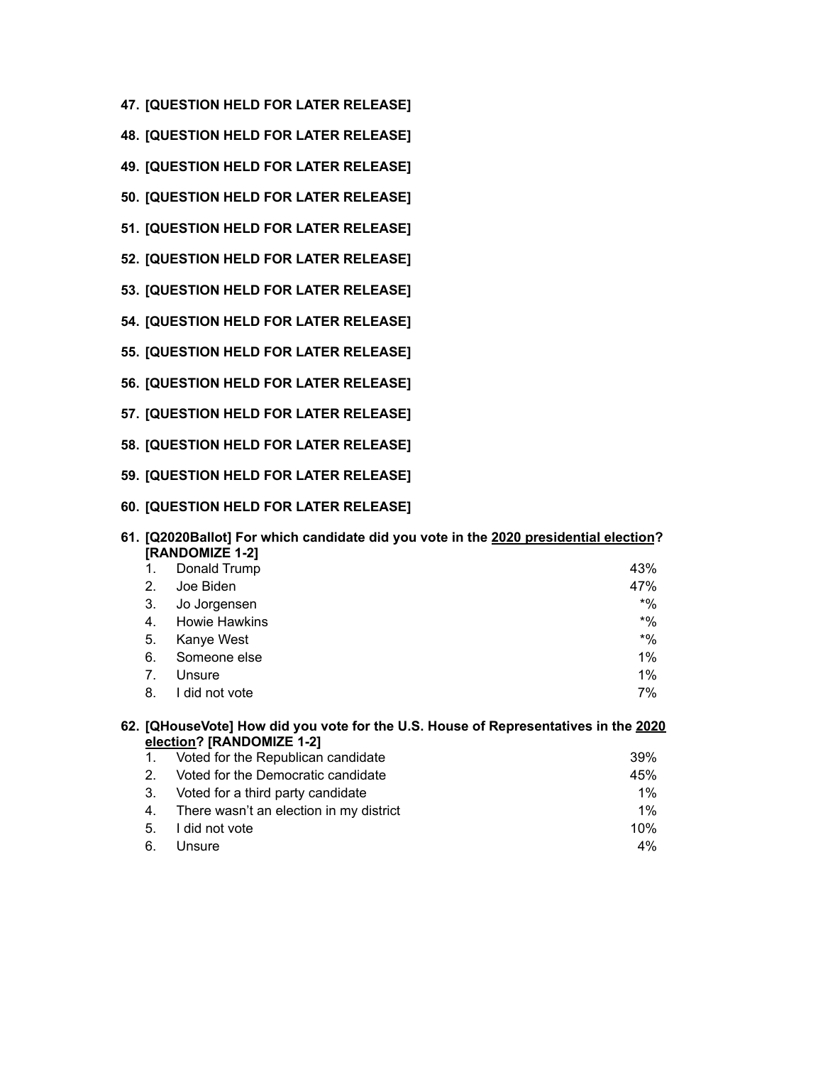**47. [QUESTION HELD FOR LATER RELEASE]**

**48. [QUESTION HELD FOR LATER RELEASE]**

**49. [QUESTION HELD FOR LATER RELEASE]**

**50. [QUESTION HELD FOR LATER RELEASE]**

**51. [QUESTION HELD FOR LATER RELEASE]**

**52. [QUESTION HELD FOR LATER RELEASE]**

**53. [QUESTION HELD FOR LATER RELEASE]**

**54. [QUESTION HELD FOR LATER RELEASE]**

**55. [QUESTION HELD FOR LATER RELEASE]**

**56. [QUESTION HELD FOR LATER RELEASE]**

**57. [QUESTION HELD FOR LATER RELEASE]**

**58. [QUESTION HELD FOR LATER RELEASE]**

**59. [QUESTION HELD FOR LATER RELEASE]**

**60. [QUESTION HELD FOR LATER RELEASE]**

**61. [Q2020Ballot] For which candidate did you vote in the <u>2020 presidential election</u>? [RANDOMIZE 1-2]**

| | | |
|---|---|---|
| 1. | Donald Trump | 43% |
| 2. | Joe Biden | 47% |
| 3. | Jo Jorgensen | *% |
| 4. | Howie Hawkins | *% |
| 5. | Kanye West | *% |
| 6. | Someone else | 1% |
| 7. | Unsure | 1% |
| 8. | I did not vote | 7% |

**62. [QHouseVote] How did you vote for the U.S. House of Representatives in the <u>2020 election</u>? [RANDOMIZE 1-2]**

| | | |
|---|---|---|
| 1. | Voted for the Republican candidate | 39% |
| 2. | Voted for the Democratic candidate | 45% |
| 3. | Voted for a third party candidate | 1% |
| 4. | There wasn't an election in my district | 1% |
| 5. | I did not vote | 10% |
| 6. | Unsure | 4% |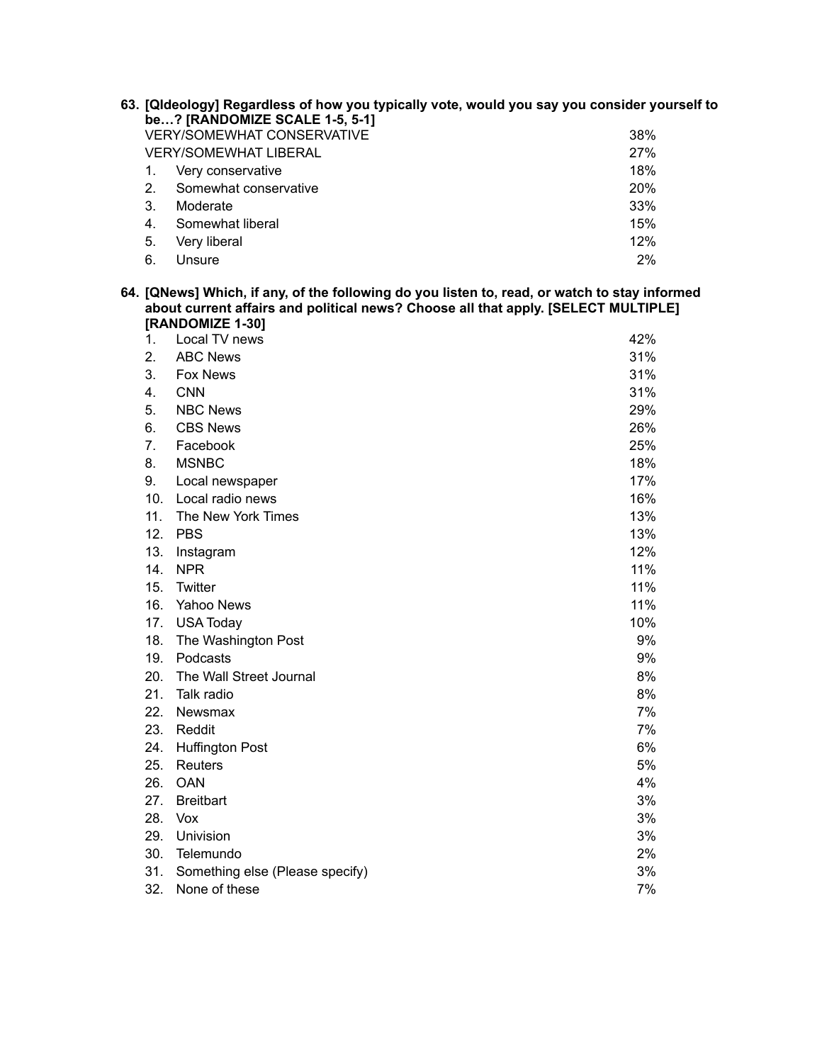**63. [QIdeology] Regardless of how you typically vote, would you say you consider yourself to be…? [RANDOMIZE SCALE 1-5, 5-1]**

| | |
|---|---|
| VERY/SOMEWHAT CONSERVATIVE | 38% |
| VERY/SOMEWHAT LIBERAL | 27% |
| 1. Very conservative | 18% |
| 2. Somewhat conservative | 20% |
| 3. Moderate | 33% |
| 4. Somewhat liberal | 15% |
| 5. Very liberal | 12% |
| 6. Unsure | 2% |

**64. [QNews] Which, if any, of the following do you listen to, read, or watch to stay informed about current affairs and political news? Choose all that apply. [SELECT MULTIPLE] [RANDOMIZE 1-30]**

| | |
|---|---|
| 1. Local TV news | 42% |
| 2. ABC News | 31% |
| 3. Fox News | 31% |
| 4. CNN | 31% |
| 5. NBC News | 29% |
| 6. CBS News | 26% |
| 7. Facebook | 25% |
| 8. MSNBC | 18% |
| 9. Local newspaper | 17% |
| 10. Local radio news | 16% |
| 11. The New York Times | 13% |
| 12. PBS | 13% |
| 13. Instagram | 12% |
| 14. NPR | 11% |
| 15. Twitter | 11% |
| 16. Yahoo News | 11% |
| 17. USA Today | 10% |
| 18. The Washington Post | 9% |
| 19. Podcasts | 9% |
| 20. The Wall Street Journal | 8% |
| 21. Talk radio | 8% |
| 22. Newsmax | 7% |
| 23. Reddit | 7% |
| 24. Huffington Post | 6% |
| 25. Reuters | 5% |
| 26. OAN | 4% |
| 27. Breitbart | 3% |
| 28. Vox | 3% |
| 29. Univision | 3% |
| 30. Telemundo | 2% |
| 31. Something else (Please specify) | 3% |
| 32. None of these | 7% |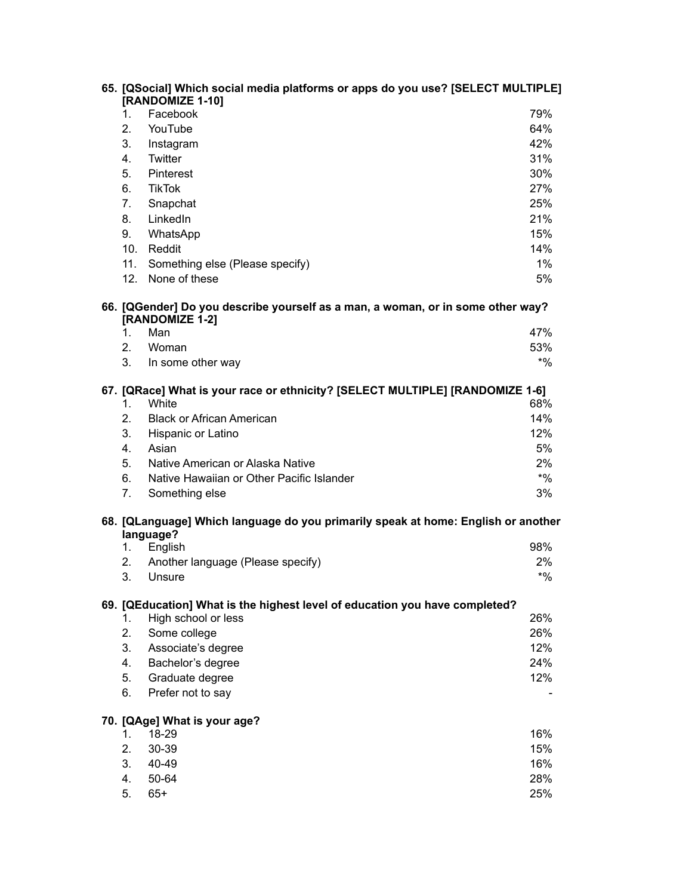**65. [QSocial] Which social media platforms or apps do you use? [SELECT MULTIPLE] [RANDOMIZE 1-10]**

| | | |
|---|---|---|
| 1. | Facebook | 79% |
| 2. | YouTube | 64% |
| 3. | Instagram | 42% |
| 4. | Twitter | 31% |
| 5. | Pinterest | 30% |
| 6. | TikTok | 27% |
| 7. | Snapchat | 25% |
| 8. | LinkedIn | 21% |
| 9. | WhatsApp | 15% |
| 10. | Reddit | 14% |
| 11. | Something else (Please specify) | 1% |
| 12. | None of these | 5% |

**66. [QGender] Do you describe yourself as a man, a woman, or in some other way? [RANDOMIZE 1-2]**

| | | |
|---|---|---|
| 1. | Man | 47% |
| 2. | Woman | 53% |
| 3. | In some other way | *% |

**67. [QRace] What is your race or ethnicity? [SELECT MULTIPLE] [RANDOMIZE 1-6]**

| | | |
|---|---|---|
| 1. | White | 68% |
| 2. | Black or African American | 14% |
| 3. | Hispanic or Latino | 12% |
| 4. | Asian | 5% |
| 5. | Native American or Alaska Native | 2% |
| 6. | Native Hawaiian or Other Pacific Islander | *% |
| 7. | Something else | 3% |

**68. [QLanguage] Which language do you primarily speak at home: English or another language?**

| | | |
|---|---|---|
| 1. | English | 98% |
| 2. | Another language (Please specify) | 2% |
| 3. | Unsure | *% |

**69. [QEducation] What is the highest level of education you have completed?**

| | | |
|---|---|---|
| 1. | High school or less | 26% |
| 2. | Some college | 26% |
| 3. | Associate's degree | 12% |
| 4. | Bachelor's degree | 24% |
| 5. | Graduate degree | 12% |
| 6. | Prefer not to say | - |

**70. [QAge] What is your age?**

| | | |
|---|---|---|
| 1. | 18-29 | 16% |
| 2. | 30-39 | 15% |
| 3. | 40-49 | 16% |
| 4. | 50-64 | 28% |
| 5. | 65+ | 25% |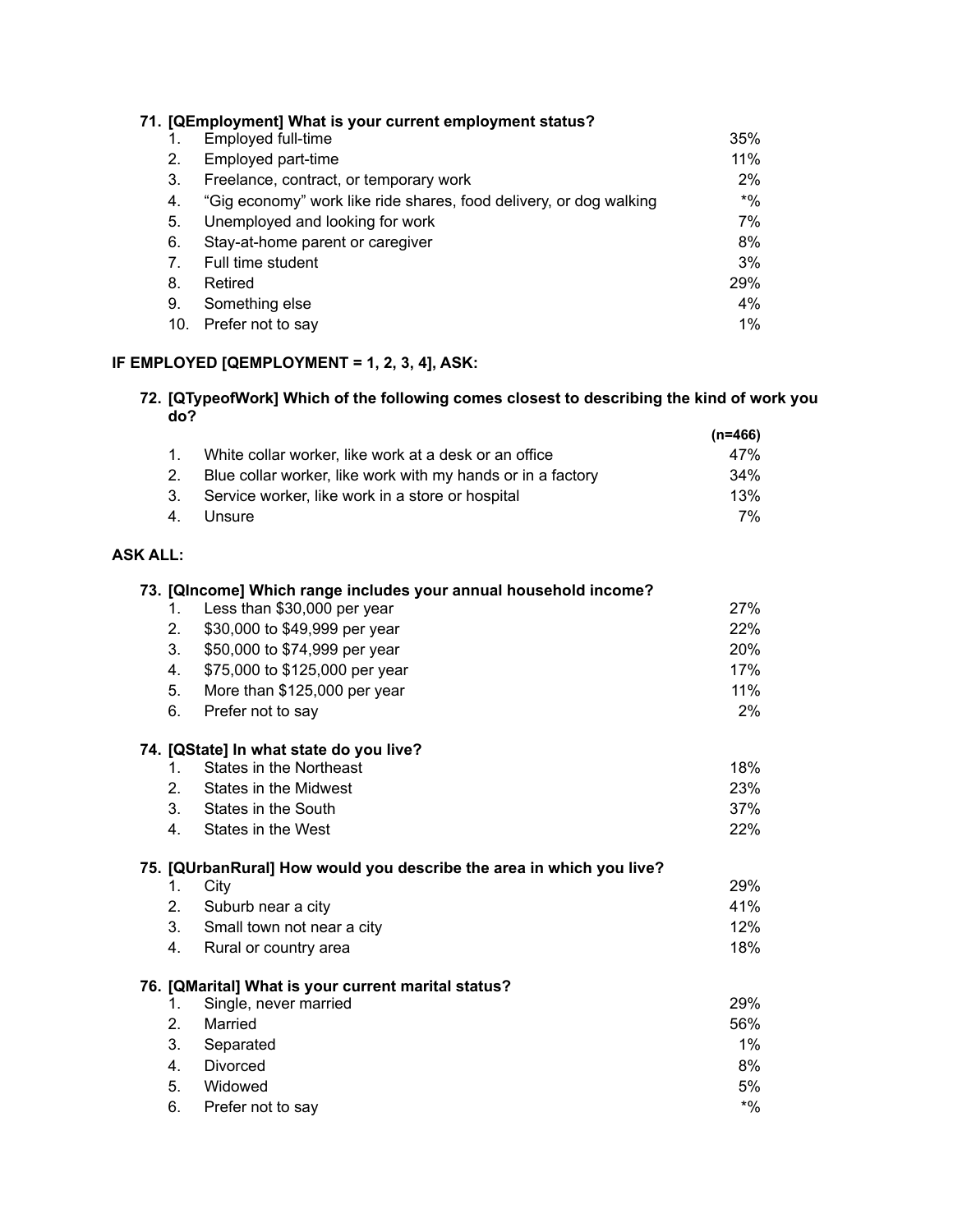**71. [QEmployment] What is your current employment status?**

| | | |
|---|---|---|
| 1. | Employed full-time | 35% |
| 2. | Employed part-time | 11% |
| 3. | Freelance, contract, or temporary work | 2% |
| 4. | "Gig economy" work like ride shares, food delivery, or dog walking | *% |
| 5. | Unemployed and looking for work | 7% |
| 6. | Stay-at-home parent or caregiver | 8% |
| 7. | Full time student | 3% |
| 8. | Retired | 29% |
| 9. | Something else | 4% |
| 10. | Prefer not to say | 1% |

**IF EMPLOYED [QEMPLOYMENT = 1, 2, 3, 4], ASK:**

**72. [QTypeofWork] Which of the following comes closest to describing the kind of work you do?**

| | | (n=466) |
|---|---|---|
| 1. | White collar worker, like work at a desk or an office | 47% |
| 2. | Blue collar worker, like work with my hands or in a factory | 34% |
| 3. | Service worker, like work in a store or hospital | 13% |
| 4. | Unsure | 7% |

**ASK ALL:**

**73. [QIncome] Which range includes your annual household income?**

| | | |
|---|---|---|
| 1. | Less than $30,000 per year | 27% |
| 2. | $30,000 to $49,999 per year | 22% |
| 3. | $50,000 to $74,999 per year | 20% |
| 4. | $75,000 to $125,000 per year | 17% |
| 5. | More than $125,000 per year | 11% |
| 6. | Prefer not to say | 2% |

**74. [QState] In what state do you live?**

| | | |
|---|---|---|
| 1. | States in the Northeast | 18% |
| 2. | States in the Midwest | 23% |
| 3. | States in the South | 37% |
| 4. | States in the West | 22% |

**75. [QUrbanRural] How would you describe the area in which you live?**

| | | |
|---|---|---|
| 1. | City | 29% |
| 2. | Suburb near a city | 41% |
| 3. | Small town not near a city | 12% |
| 4. | Rural or country area | 18% |

**76. [QMarital] What is your current marital status?**

| | | |
|---|---|---|
| 1. | Single, never married | 29% |
| 2. | Married | 56% |
| 3. | Separated | 1% |
| 4. | Divorced | 8% |
| 5. | Widowed | 5% |
| 6. | Prefer not to say | *% |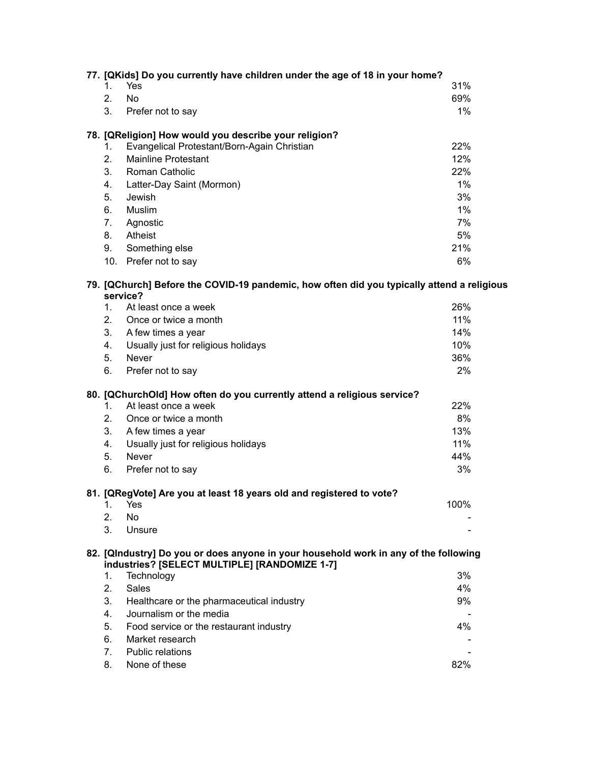**77. [QKids] Do you currently have children under the age of 18 in your home?**

| | | |
|---|---|---|
| 1. | Yes | 31% |
| 2. | No | 69% |
| 3. | Prefer not to say | 1% |

**78. [QReligion] How would you describe your religion?**

| | | |
|---|---|---|
| 1. | Evangelical Protestant/Born-Again Christian | 22% |
| 2. | Mainline Protestant | 12% |
| 3. | Roman Catholic | 22% |
| 4. | Latter-Day Saint (Mormon) | 1% |
| 5. | Jewish | 3% |
| 6. | Muslim | 1% |
| 7. | Agnostic | 7% |
| 8. | Atheist | 5% |
| 9. | Something else | 21% |
| 10. | Prefer not to say | 6% |

**79. [QChurch] Before the COVID-19 pandemic, how often did you typically attend a religious service?**

| | | |
|---|---|---|
| 1. | At least once a week | 26% |
| 2. | Once or twice a month | 11% |
| 3. | A few times a year | 14% |
| 4. | Usually just for religious holidays | 10% |
| 5. | Never | 36% |
| 6. | Prefer not to say | 2% |

**80. [QChurchOld] How often do you currently attend a religious service?**

| | | |
|---|---|---|
| 1. | At least once a week | 22% |
| 2. | Once or twice a month | 8% |
| 3. | A few times a year | 13% |
| 4. | Usually just for religious holidays | 11% |
| 5. | Never | 44% |
| 6. | Prefer not to say | 3% |

**81. [QRegVote] Are you at least 18 years old and registered to vote?**

| | | |
|---|---|---|
| 1. | Yes | 100% |
| 2. | No | - |
| 3. | Unsure | - |

**82. [QIndustry] Do you or does anyone in your household work in any of the following industries? [SELECT MULTIPLE] [RANDOMIZE 1-7]**

| | | |
|---|---|---|
| 1. | Technology | 3% |
| 2. | Sales | 4% |
| 3. | Healthcare or the pharmaceutical industry | 9% |
| 4. | Journalism or the media | - |
| 5. | Food service or the restaurant industry | 4% |
| 6. | Market research | - |
| 7. | Public relations | - |
| 8. | None of these | 82% |